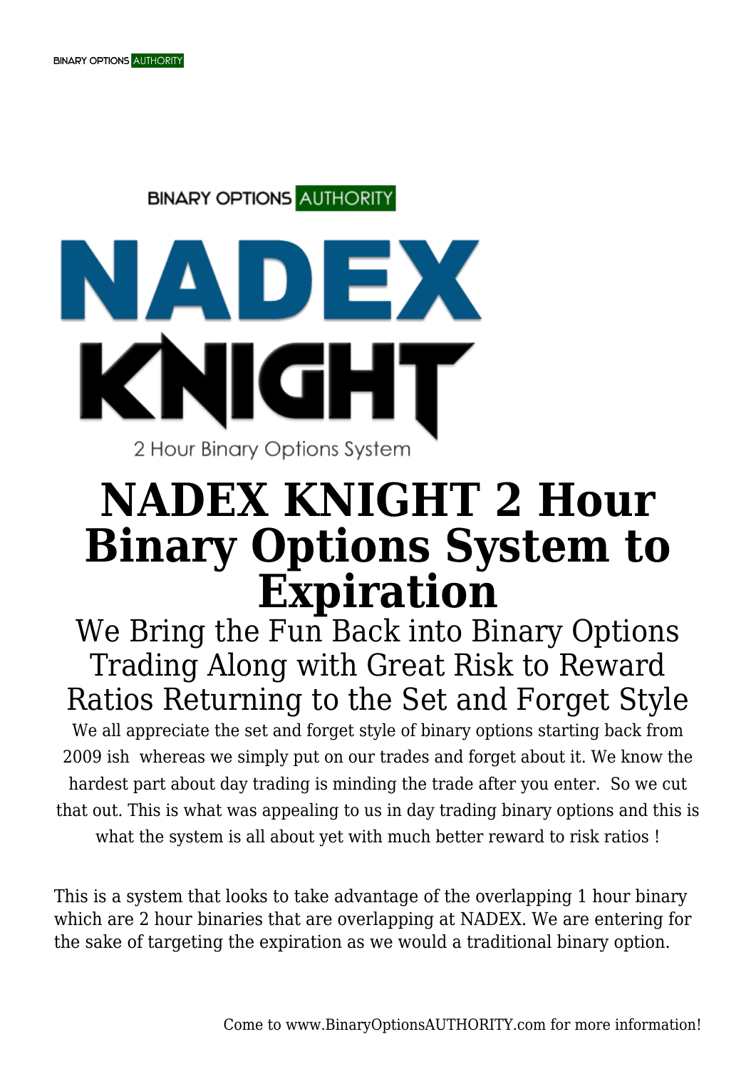BINARY OPTIONS AUTHORITY

NADEX KNIGHT

2 Hour Binary Options System

# NADEX KNIGHT 2 Hour Binary Options System to Expiration

## We Bring the Fun Back into Binary Options Trading Along with Great Risk to Reward Ratios Returning to the Set and Forget Style

We all appreciate the set and forget style of binary options starting back from 2009 ish whereas we simply put on our trades and forget about it. We know the hardest part about day trading is minding the trade after you enter. So we cut that out. This is what was appealing to us in day trading binary options and this is what the system is all about yet with much better reward to risk ratios !

This is a system that looks to take advantage of the overlapping 1 hour binary which are 2 hour binaries that are overlapping at NADEX. We are entering for the sake of targeting the expiration as we would a traditional binary option.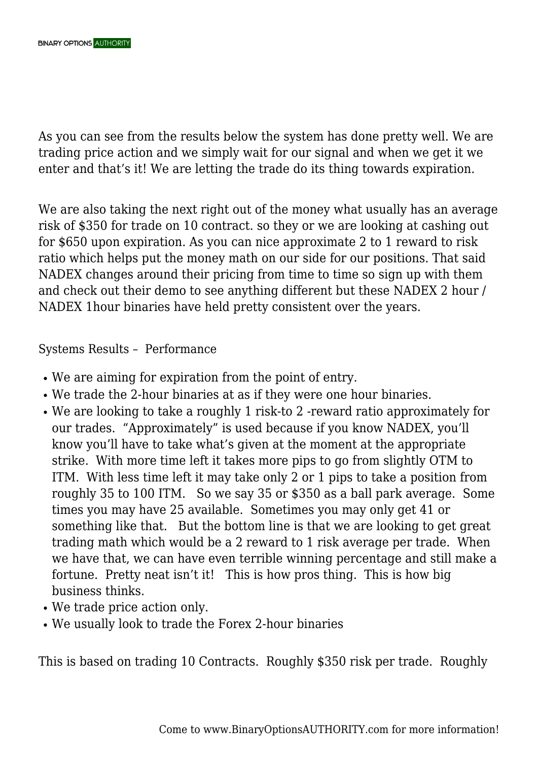As you can see from the results below the system has done pretty well. We are trading price action and we simply wait for our signal and when we get it we enter and that's it! We are letting the trade do its thing towards expiration.

We are also taking the next right out of the money what usually has an average risk of $350 for trade on 10 contract. so they or we are looking at cashing out for $650 upon expiration. As you can nice approximate 2 to 1 reward to risk ratio which helps put the money math on our side for our positions. That said NADEX changes around their pricing from time to time so sign up with them and check out their demo to see anything different but these NADEX 2 hour / NADEX 1hour binaries have held pretty consistent over the years.

Systems Results – Performance

- We are aiming for expiration from the point of entry.
- We trade the 2-hour binaries at as if they were one hour binaries.
- We are looking to take a roughly 1 risk-to 2 -reward ratio approximately for our trades. "Approximately" is used because if you know NADEX, you'll know you'll have to take what's given at the moment at the appropriate strike. With more time left it takes more pips to go from slightly OTM to ITM. With less time left it may take only 2 or 1 pips to take a position from roughly 35 to 100 ITM. So we say 35 or $350 as a ball park average. Some times you may have 25 available. Sometimes you may only get 41 or something like that. But the bottom line is that we are looking to get great trading math which would be a 2 reward to 1 risk average per trade. When we have that, we can have even terrible winning percentage and still make a fortune. Pretty neat isn't it! This is how pros thing. This is how big business thinks.
- We trade price action only.
- We usually look to trade the Forex 2-hour binaries

This is based on trading 10 Contracts. Roughly $350 risk per trade. Roughly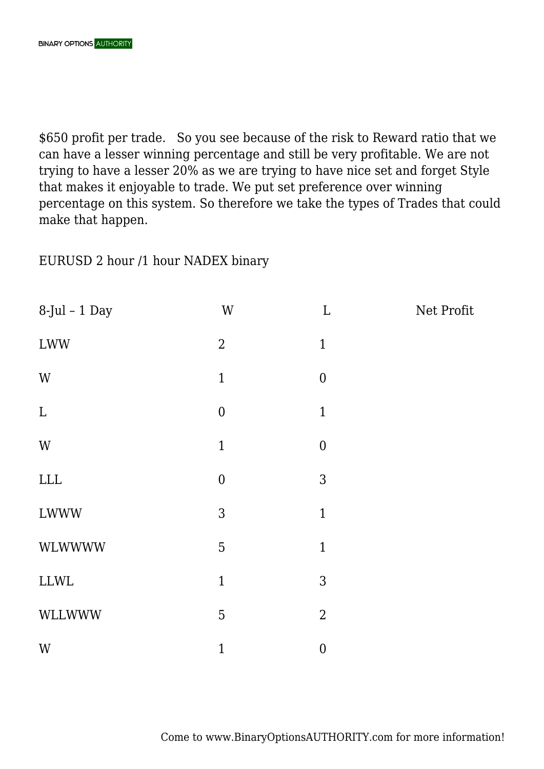$650 profit per trade.   So you see because of the risk to Reward ratio that we can have a lesser winning percentage and still be very profitable. We are not trying to have a lesser 20% as we are trying to have nice set and forget Style that makes it enjoyable to trade. We put set preference over winning percentage on this system. So therefore we take the types of Trades that could make that happen.

EURUSD 2 hour /1 hour NADEX binary

| 8-Jul – 1 Day | W | L | Net Profit |
| --- | --- | --- | --- |
| LWW | 2 | 1 | |
| W | 1 | 0 | |
| L | 0 | 1 | |
| W | 1 | 0 | |
| LLL | 0 | 3 | |
| LWWW | 3 | 1 | |
| WLWWWW | 5 | 1 | |
| LLWL | 1 | 3 | |
| WLLWWW | 5 | 2 | |
| W | 1 | 0 | |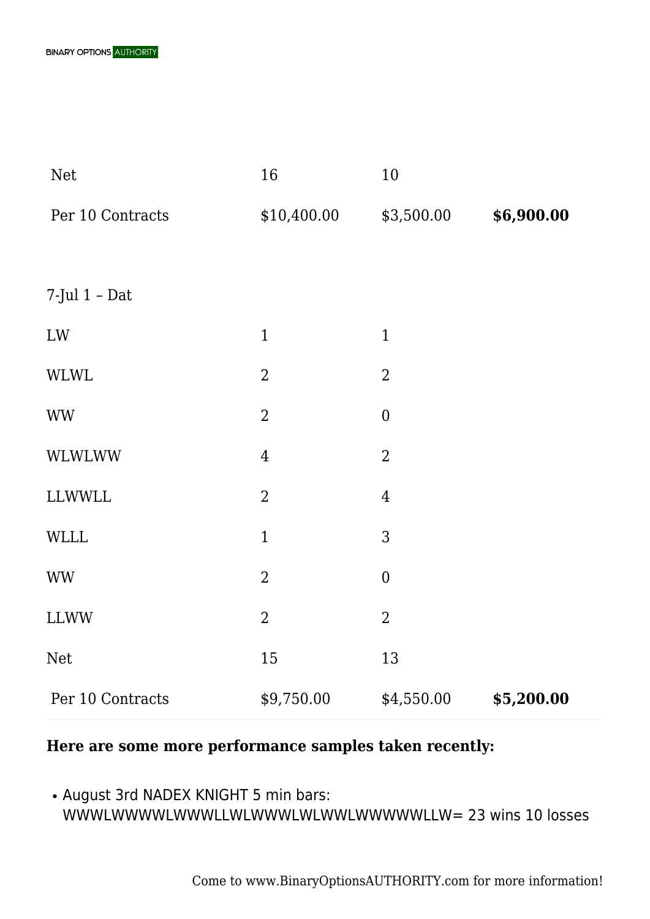| | | | |
|---|---|---|---|
| Net | 16 | 10 | |
| Per 10 Contracts | $10,400.00 | $3,500.00 | **$6,900.00** |
| | | | |
| 7-Jul 1 – Dat | | | |
| LW | 1 | 1 | |
| WLWL | 2 | 2 | |
| WW | 2 | 0 | |
| WLWLWW | 4 | 2 | |
| LLWWLL | 2 | 4 | |
| WLLL | 1 | 3 | |
| WW | 2 | 0 | |
| LLWW | 2 | 2 | |
| Net | 15 | 13 | |
| Per 10 Contracts | $9,750.00 | $4,550.00 | **$5,200.00** |

**Here are some more performance samples taken recently:**

- August 3rd NADEX KNIGHT 5 min bars: WWWLWWWWLWWWLLWLWWWLWLWWLWWWWWLLW= 23 wins 10 losses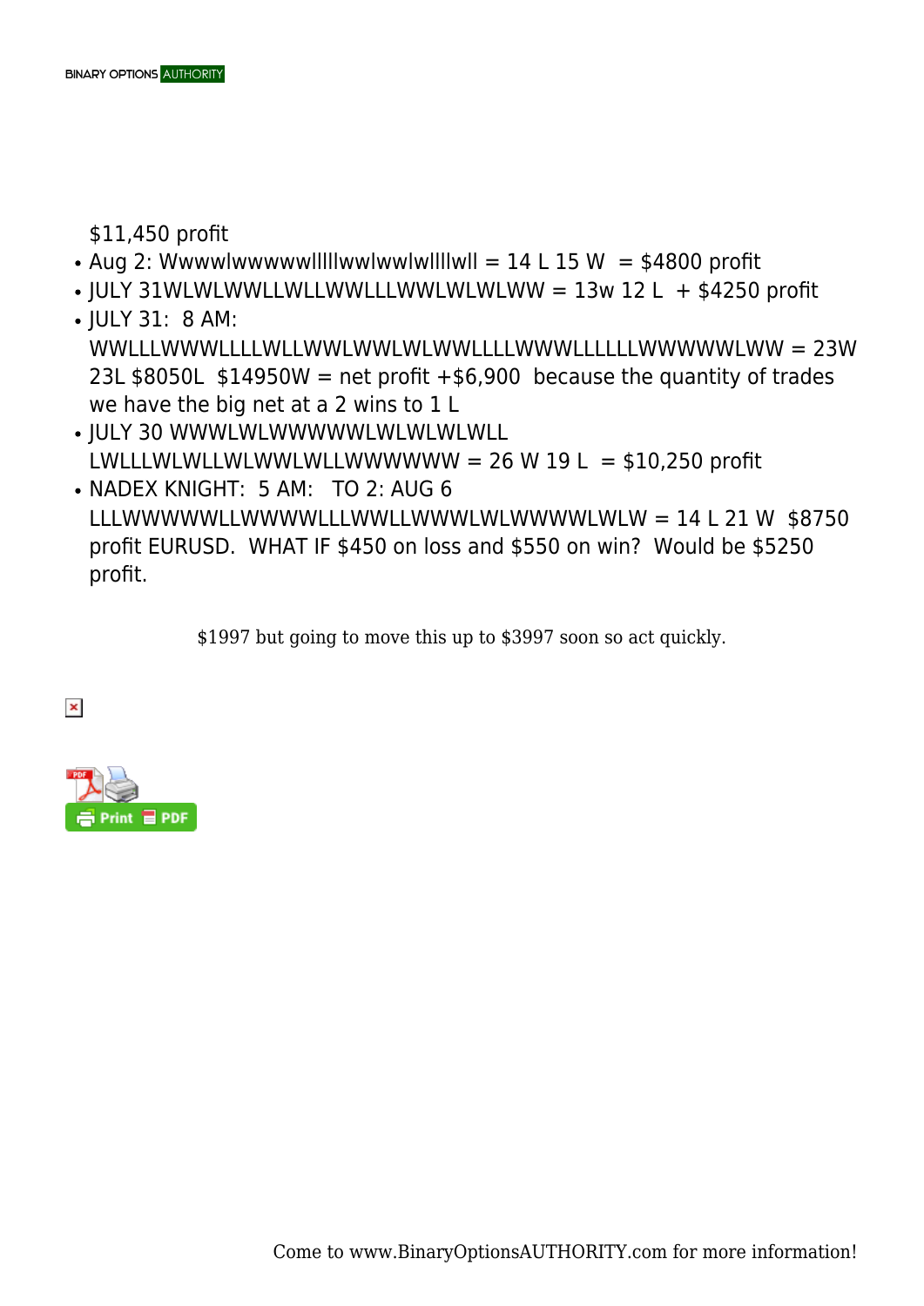$11,450 profit

- Aug 2: Wwwwlwwwwwwlllllwwlwwlwllllwll = 14 L 15 W  = $4800 profit
- JULY 31WLWLWWLLWLLWWLLLWWLWLWLWW = 13w 12 L  + $4250 profit
- JULY 31:  8 AM: WWLLLWWWLLLLWLLWWLWWLWLWWLLLLWWWLLLLLLWWWWWLWW = 23W 23L $8050L  $14950W = net profit +$6,900  because the quantity of trades we have the big net at a 2 wins to 1 L
- JULY 30 WWWLWLWWWWWLWLWLWLWLL LWLLLWLWLLWLWWLWLLWWWWWW = 26 W 19 L  = $10,250 profit
- NADEX KNIGHT:  5 AM:   TO 2: AUG 6 LLLWWWWWLLWWWWLLLWWLLWWWLWLWWWWLWLW = 14 L 21 W  $8750 profit EURUSD.  WHAT IF $450 on loss and $550 on win?  Would be $5250 profit.

$1997 but going to move this up to $3997 soon so act quickly.

Print PDF